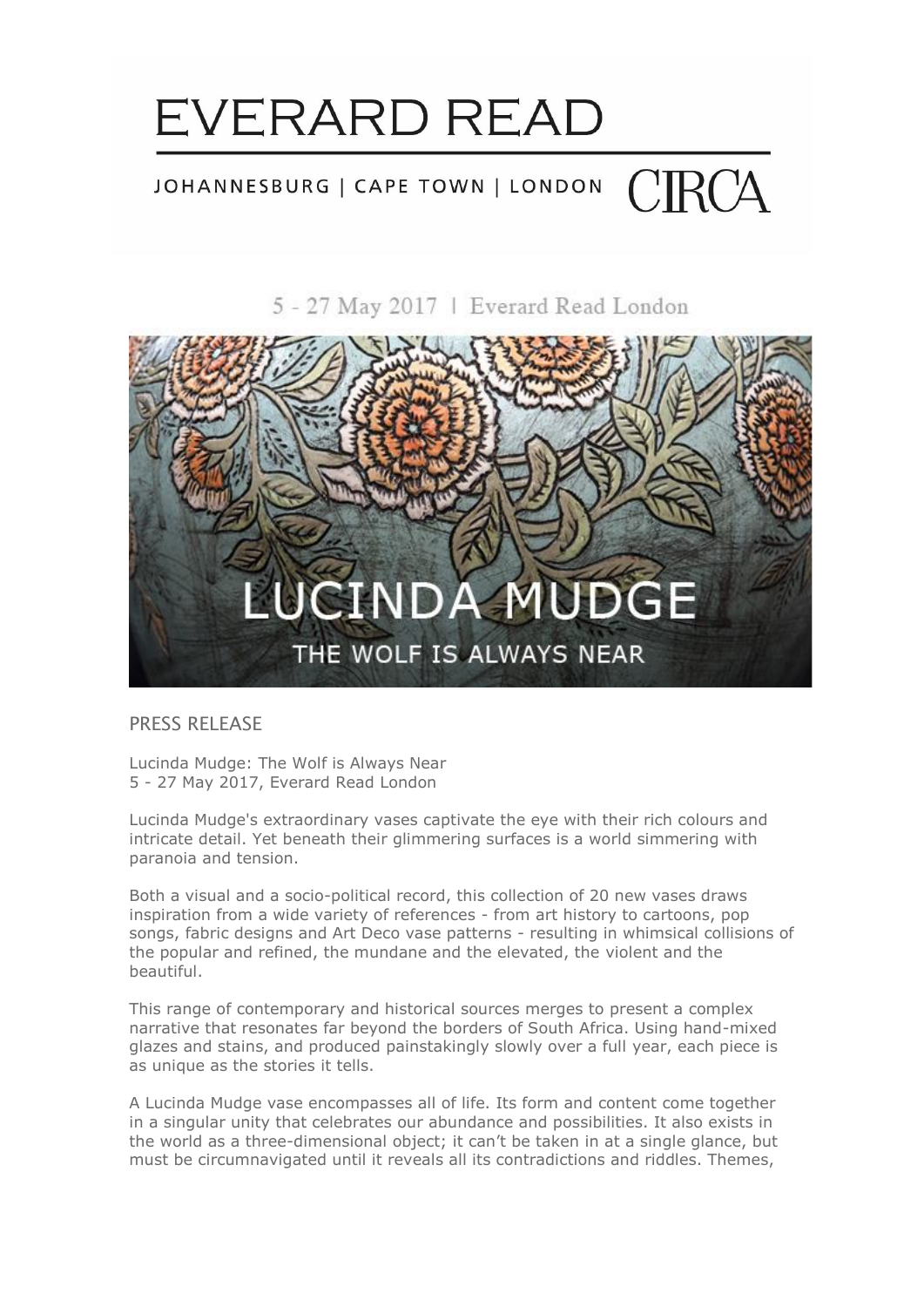# EVERARD READ

JOHANNESBURG | CAPE TOWN | LONDON CIRCA

5 - 27 May 2017 | Everard Read London

LUCINDA MUDGE

THE WOLF IS ALWAYS NEAR

## PRESS RELEASE

Lucinda Mudge: The Wolf is Always Near
5 - 27 May 2017, Everard Read London

Lucinda Mudge's extraordinary vases captivate the eye with their rich colours and intricate detail. Yet beneath their glimmering surfaces is a world simmering with paranoia and tension.

Both a visual and a socio-political record, this collection of 20 new vases draws inspiration from a wide variety of references - from art history to cartoons, pop songs, fabric designs and Art Deco vase patterns - resulting in whimsical collisions of the popular and refined, the mundane and the elevated, the violent and the beautiful.

This range of contemporary and historical sources merges to present a complex narrative that resonates far beyond the borders of South Africa. Using hand-mixed glazes and stains, and produced painstakingly slowly over a full year, each piece is as unique as the stories it tells.

A Lucinda Mudge vase encompasses all of life. Its form and content come together in a singular unity that celebrates our abundance and possibilities. It also exists in the world as a three-dimensional object; it can't be taken in at a single glance, but must be circumnavigated until it reveals all its contradictions and riddles. Themes,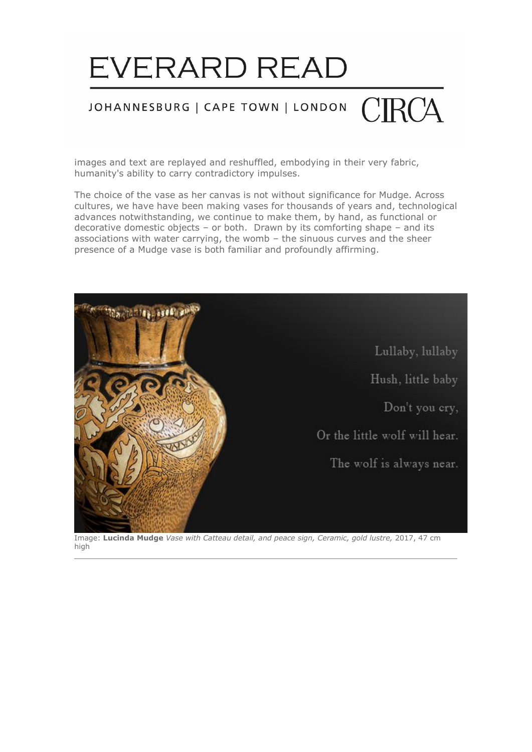images and text are replayed and reshuffled, embodying in their very fabric, humanity's ability to carry contradictory impulses.

The choice of the vase as her canvas is not without significance for Mudge. Across cultures, we have have been making vases for thousands of years and, technological advances notwithstanding, we continue to make them, by hand, as functional or decorative domestic objects – or both. Drawn by its comforting shape – and its associations with water carrying, the womb – the sinuous curves and the sheer presence of a Mudge vase is both familiar and profoundly affirming.

Lullaby, lullaby
Hush, little baby
Don't you cry,
Or the little wolf will hear.
The wolf is always near.

Image: **Lucinda Mudge** *Vase with Catteau detail, and peace sign, Ceramic, gold lustre,* 2017, 47 cm high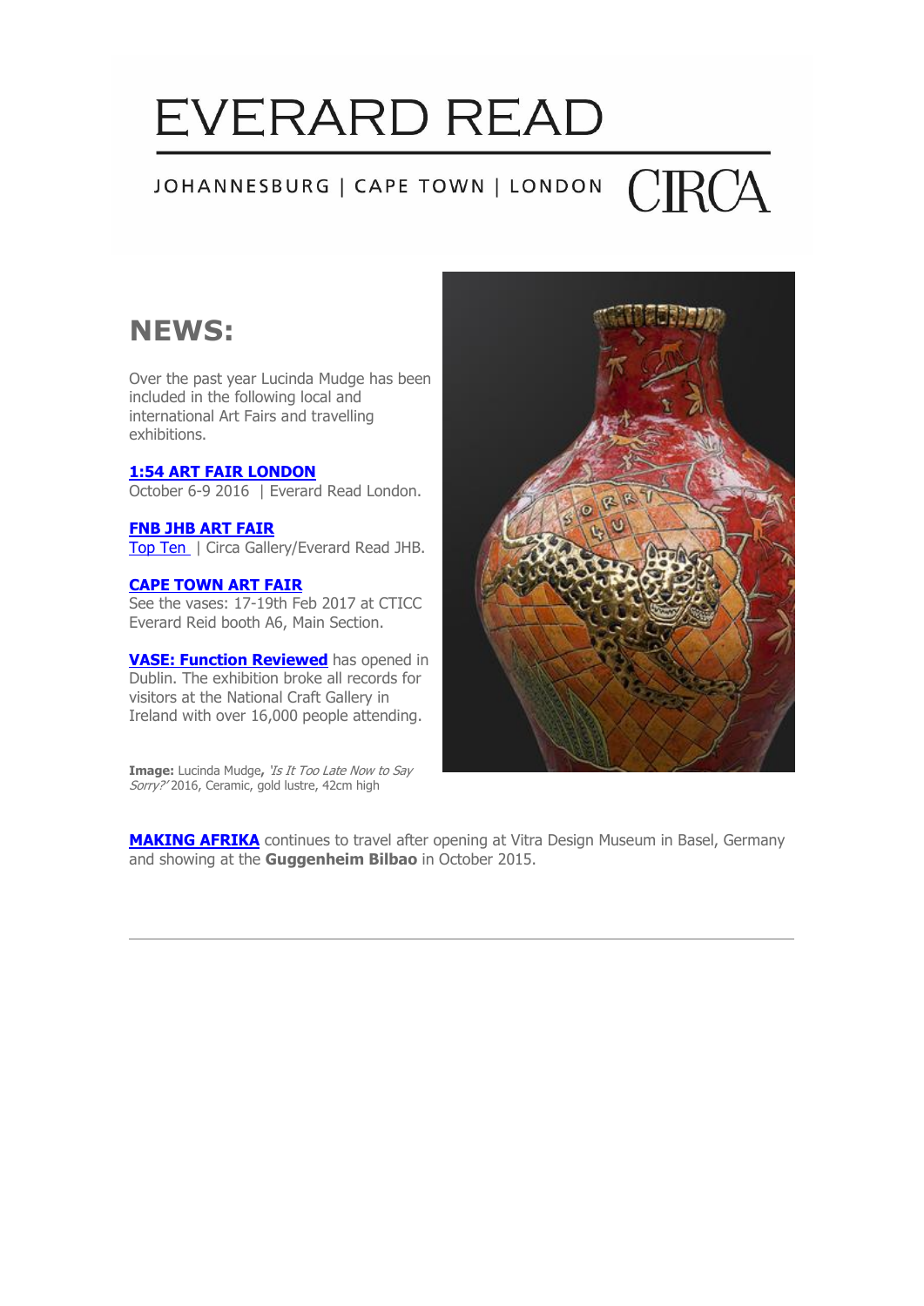# EVERARD READ

JOHANNESBURG | CAPE TOWN | LONDON CIRCA

## NEWS:

Over the past year Lucinda Mudge has been included in the following local and international Art Fairs and travelling exhibitions.

**1:54 ART FAIR LONDON**
October 6-9 2016 | Everard Read London.

**FNB JHB ART FAIR**
Top Ten | Circa Gallery/Everard Read JHB.

**CAPE TOWN ART FAIR**
See the vases: 17-19th Feb 2017 at CTICC Everard Reid booth A6, Main Section.

**VASE: Function Reviewed** has opened in Dublin. The exhibition broke all records for visitors at the National Craft Gallery in Ireland with over 16,000 people attending.

**Image:** Lucinda Mudge**,** *'Is It Too Late Now to Say Sorry?'* 2016, Ceramic, gold lustre, 42cm high

**MAKING AFRIKA** continues to travel after opening at Vitra Design Museum in Basel, Germany and showing at the **Guggenheim Bilbao** in October 2015.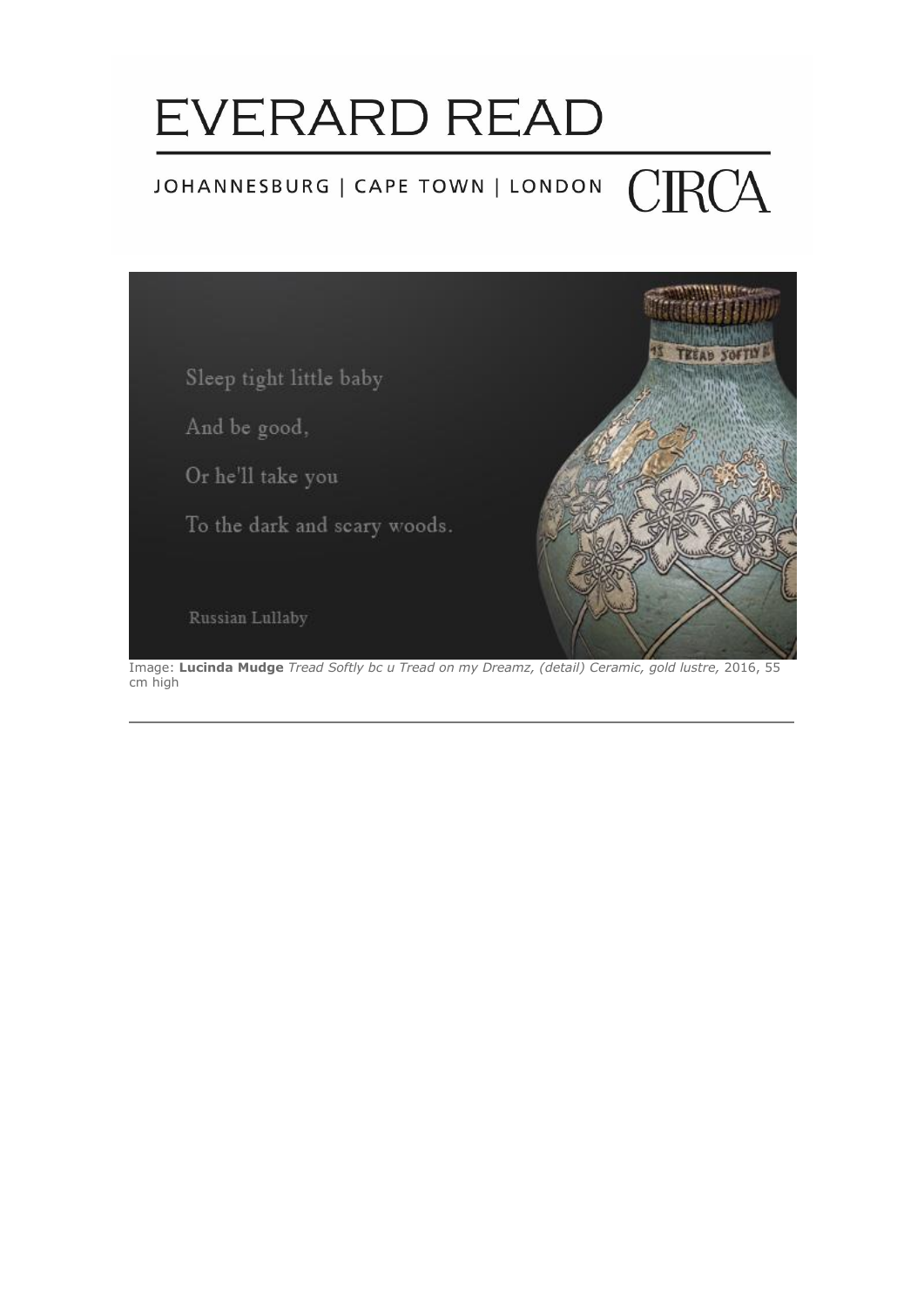# EVERARD READ

JOHANNESBURG | CAPE TOWN | LONDON CIRCA

Sleep tight little baby

And be good,

Or he'll take you

To the dark and scary woods.

Russian Lullaby

Image: **Lucinda Mudge** *Tread Softly bc u Tread on my Dreamz, (detail) Ceramic, gold lustre,* 2016, 55 cm high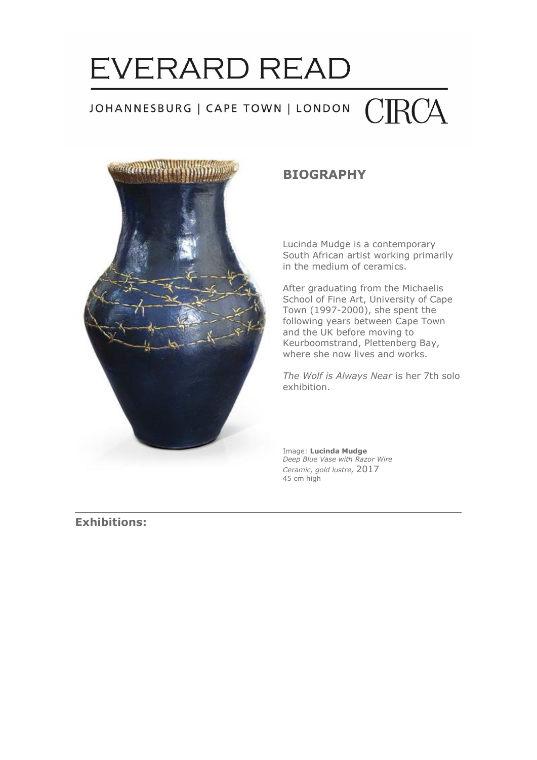# EVERARD READ

JOHANNESBURG | CAPE TOWN | LONDON CIRCA

## BIOGRAPHY

Lucinda Mudge is a contemporary South African artist working primarily in the medium of ceramics.

After graduating from the Michaelis School of Fine Art, University of Cape Town (1997-2000), she spent the following years between Cape Town and the UK before moving to Keurboomstrand, Plettenberg Bay, where she now lives and works.

*The Wolf is Always Near* is her 7th solo exhibition.

Image: **Lucinda Mudge**
*Deep Blue Vase with Razor Wire*
*Ceramic, gold lustre,* 2017
45 cm high

---

**Exhibitions:**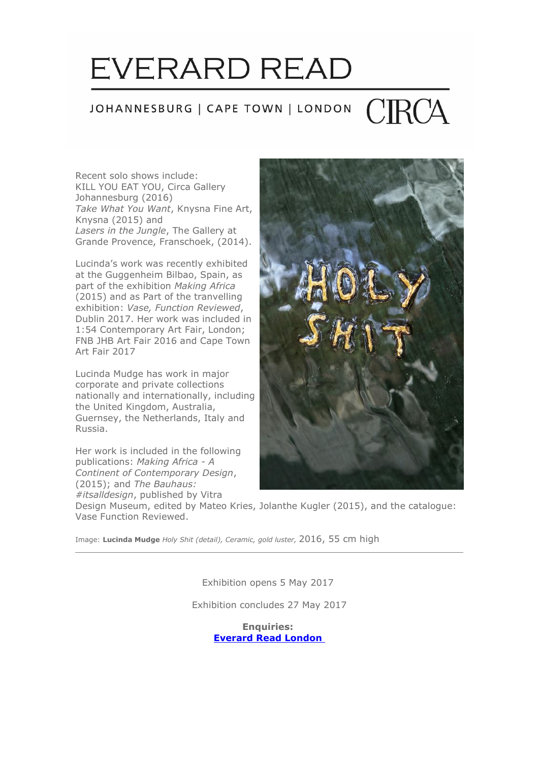# EVERARD READ

JOHANNESBURG | CAPE TOWN | LONDON CIRCA

Recent solo shows include:
KILL YOU EAT YOU, Circa Gallery Johannesburg (2016)
*Take What You Want*, Knysna Fine Art, Knysna (2015) and
*Lasers in the Jungle*, The Gallery at Grande Provence, Franschoek, (2014).

Lucinda's work was recently exhibited at the Guggenheim Bilbao, Spain, as part of the exhibition *Making Africa* (2015) and as Part of the travelling exhibition: *Vase, Function Reviewed*, Dublin 2017. Her work was included in 1:54 Contemporary Art Fair, London; FNB JHB Art Fair 2016 and Cape Town Art Fair 2017

Lucinda Mudge has work in major corporate and private collections nationally and internationally, including the United Kingdom, Australia, Guernsey, the Netherlands, Italy and Russia.

Her work is included in the following publications: *Making Africa - A Continent of Contemporary Design*, (2015); and *The Bauhaus: #itsalldesign*, published by Vitra Design Museum, edited by Mateo Kries, Jolanthe Kugler (2015), and the catalogue: Vase Function Reviewed.

Image: **Lucinda Mudge** *Holy Shit (detail), Ceramic, gold luster,* 2016, 55 cm high

---

Exhibition opens 5 May 2017

Exhibition concludes 27 May 2017

**Enquiries:**
**Everard Read London**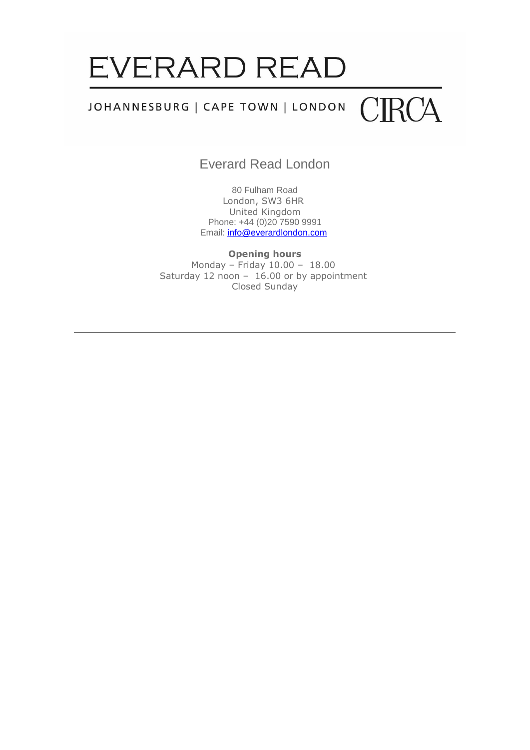# EVERARD READ

JOHANNESBURG | CAPE TOWN | LONDON CIRCA

## Everard Read London

80 Fulham Road
London, SW3 6HR
United Kingdom
Phone: +44 (0)20 7590 9991
Email: info@everardlondon.com

**Opening hours**
Monday – Friday 10.00 – 18.00
Saturday 12 noon – 16.00 or by appointment
Closed Sunday